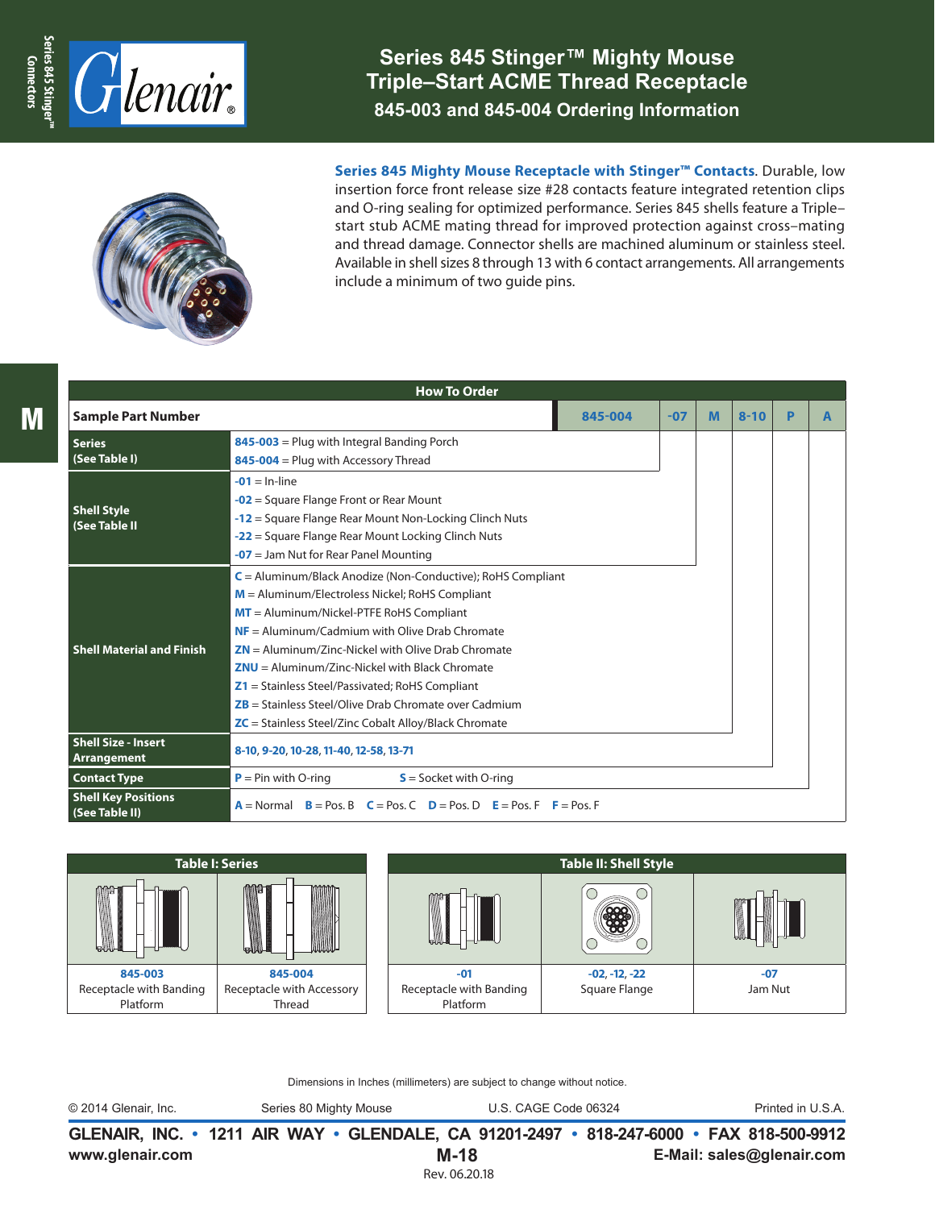# Series 845 Stinger™ Mighty Mouse Triple–Start ACME Thread Receptacle

## 845-003 and 845-004 Ordering Information

**Series 845 Mighty Mouse Receptacle with Stinger™ Contacts**. Durable, low insertion force front release size #28 contacts feature integrated retention clips and O-ring sealing for optimized performance. Series 845 shells feature a Triple–start stub ACME mating thread for improved protection against cross–mating and thread damage. Connector shells are machined aluminum or stainless steel. Available in shell sizes 8 through 13 with 6 contact arrangements. All arrangements include a minimum of two guide pins.

### How To Order

| Sample Part Number | 845-004 | -07 | M | 8-10 | P | A |
|---|---|---|---|---|---|---|
| **Series (See Table I)** | **845-003** = Plug with Integral Banding Porch<br>**845-004** = Plug with Accessory Thread | | | | | |
| **Shell Style (See Table II** | **-01** = In-line<br>**-02** = Square Flange Front or Rear Mount<br>**-12** = Square Flange Rear Mount Non-Locking Clinch Nuts<br>**-22** = Square Flange Rear Mount Locking Clinch Nuts<br>**-07** = Jam Nut for Rear Panel Mounting | | | | | |
| **Shell Material and Finish** | **C** = Aluminum/Black Anodize (Non-Conductive); RoHS Compliant<br>**M** = Aluminum/Electroless Nickel; RoHS Compliant<br>**MT** = Aluminum/Nickel-PTFE RoHS Compliant<br>**NF** = Aluminum/Cadmium with Olive Drab Chromate<br>**ZN** = Aluminum/Zinc-Nickel with Olive Drab Chromate<br>**ZNU** = Aluminum/Zinc-Nickel with Black Chromate<br>**Z1** = Stainless Steel/Passivated; RoHS Compliant<br>**ZB** = Stainless Steel/Olive Drab Chromate over Cadmium<br>**ZC** = Stainless Steel/Zinc Cobalt Alloy/Black Chromate | | | | | |
| **Shell Size - Insert Arrangement** | **8-10, 9-20, 10-28, 11-40, 12-58, 13-71** | | | | | |
| **Contact Type** | **P** = Pin with O-ring **S** = Socket with O-ring | | | | | |
| **Shell Key Positions (See Table II)** | **A** = Normal **B** = Pos. B **C** = Pos. C **D** = Pos. D **E** = Pos. F **F** = Pos. F | | | | | |

### Table I: Series

| 845-003 | 845-004 |
|---|---|
| Receptacle with Banding Platform | Receptacle with Accessory Thread |

### Table II: Shell Style

| -01 | -02, -12, -22 | -07 |
|---|---|---|
| Receptacle with Banding Platform | Square Flange | Jam Nut |

Dimensions in Inches (millimeters) are subject to change without notice.

© 2014 Glenair, Inc. Series 80 Mighty Mouse U.S. CAGE Code 06324 Printed in U.S.A.

**GLENAIR, INC. • 1211 AIR WAY • GLENDALE, CA 91201-2497 • 818-247-6000 • FAX 818-500-9912**

**www.glenair.com** **E-Mail: sales@glenair.com**

Rev. 06.20.18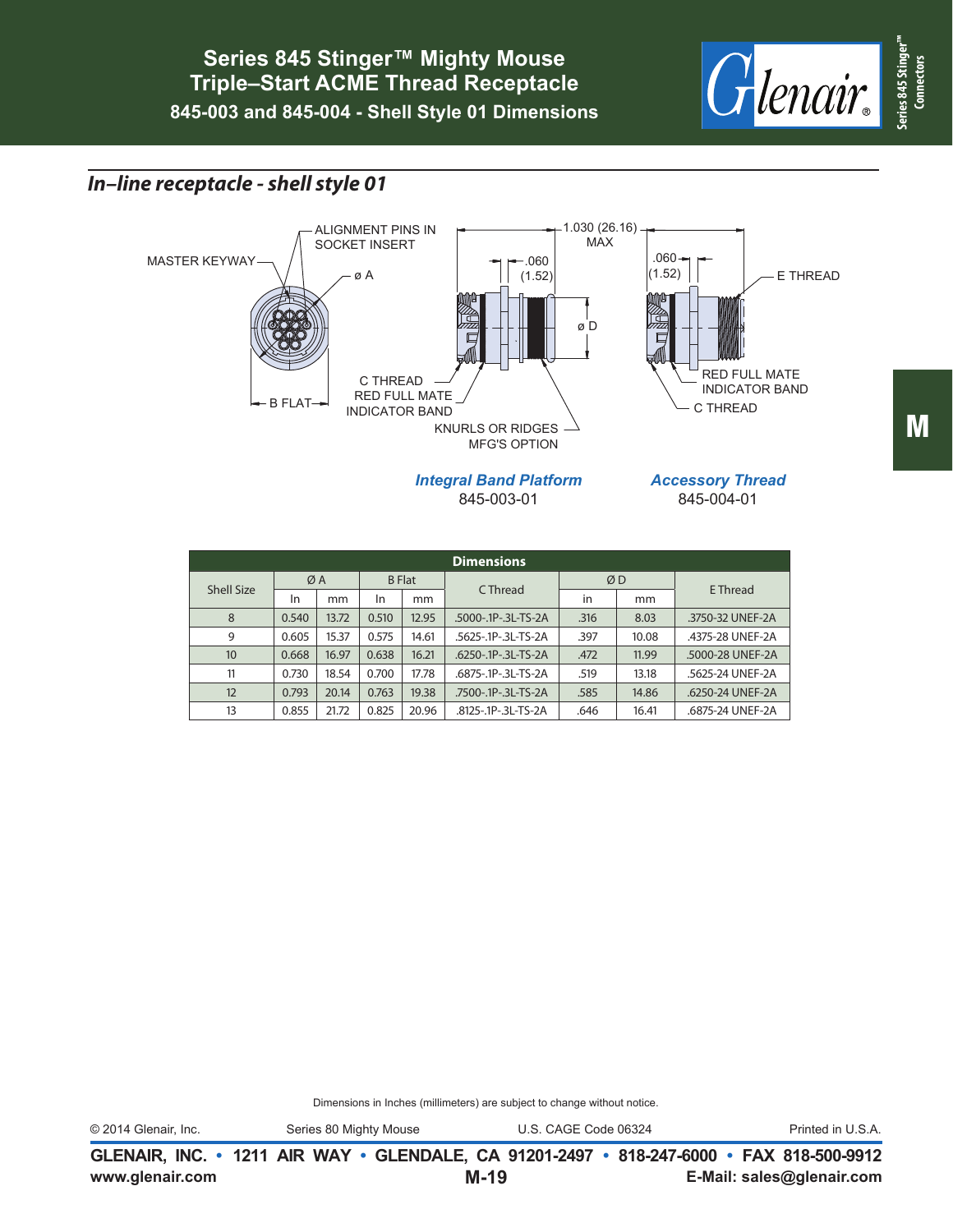# Series 845 Stinger™ Mighty Mouse Triple–Start ACME Thread Receptacle

## 845-003 and 845-004 - Shell Style 01 Dimensions

### *In–line receptacle - shell style 01*

MASTER KEYWAY

ALIGNMENT PINS IN SOCKET INSERT

ø A

B FLAT

1.030 (26.16) MAX

.060 (1.52)

ø D

C THREAD

RED FULL MATE INDICATOR BAND

KNURLS OR RIDGES MFG'S OPTION

E THREAD

***Integral Band Platform***
845-003-01

***Accessory Thread***
845-004-01

**Dimensions**

| Shell Size | Ø A | | B Flat | | C Thread | Ø D | | E Thread |
|---|---|---|---|---|---|---|---|---|
| | In | mm | In | mm | | in | mm | |
| 8 | 0.540 | 13.72 | 0.510 | 12.95 | .5000-.1P-.3L-TS-2A | .316 | 8.03 | .3750-32 UNEF-2A |
| 9 | 0.605 | 15.37 | 0.575 | 14.61 | .5625-.1P-.3L-TS-2A | .397 | 10.08 | .4375-28 UNEF-2A |
| 10 | 0.668 | 16.97 | 0.638 | 16.21 | .6250-.1P-.3L-TS-2A | .472 | 11.99 | .5000-28 UNEF-2A |
| 11 | 0.730 | 18.54 | 0.700 | 17.78 | .6875-.1P-.3L-TS-2A | .519 | 13.18 | .5625-24 UNEF-2A |
| 12 | 0.793 | 20.14 | 0.763 | 19.38 | .7500-.1P-.3L-TS-2A | .585 | 14.86 | .6250-24 UNEF-2A |
| 13 | 0.855 | 21.72 | 0.825 | 20.96 | .8125-.1P-.3L-TS-2A | .646 | 16.41 | .6875-24 UNEF-2A |

Dimensions in Inches (millimeters) are subject to change without notice.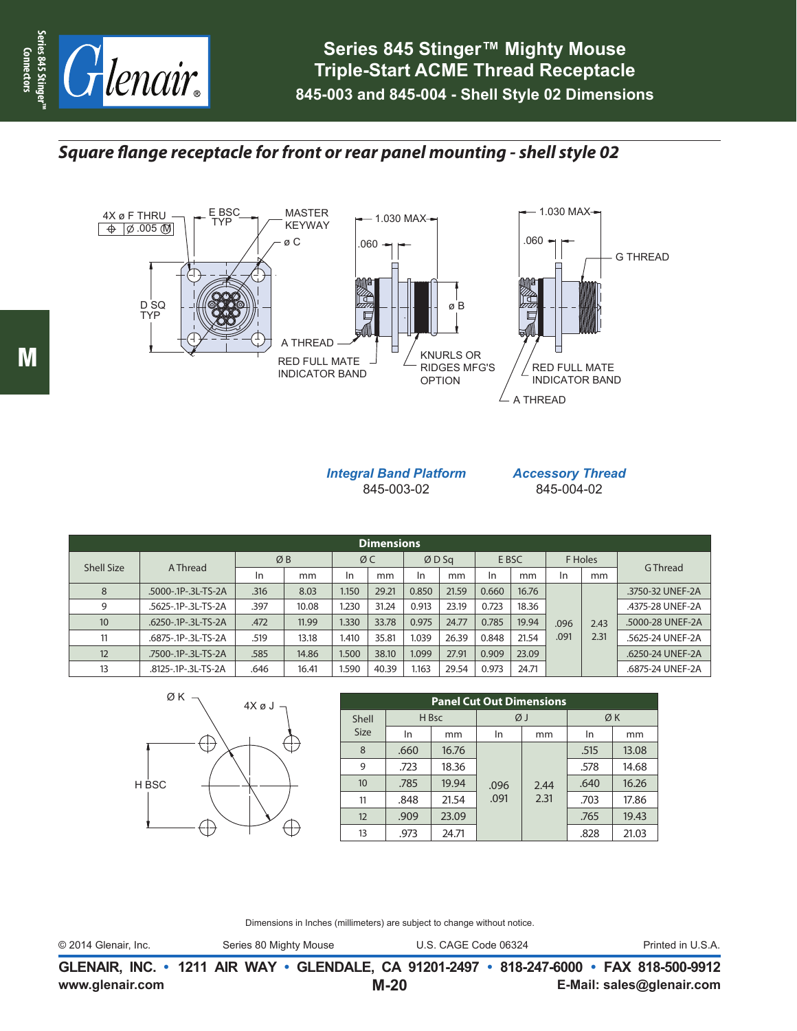# Series 845 Stinger™ Mighty Mouse Triple-Start ACME Thread Receptacle

## 845-003 and 845-004 - Shell Style 02 Dimensions

### *Square flange receptacle for front or rear panel mounting - shell style 02*

4X ø F THRU
⌖ | ∅ .005 Ⓜ

E BSC TYP

MASTER KEYWAY

ø C

D SQ TYP

1.030 MAX

.060

ø B

A THREAD

RED FULL MATE INDICATOR BAND

KNURLS OR RIDGES MFG'S OPTION

1.030 MAX

.060

G THREAD

RED FULL MATE INDICATOR BAND

A THREAD

***Integral Band Platform***
845-003-02

***Accessory Thread***
845-004-02

| Dimensions | | | | | | | | | | | | |
|---|---|---|---|---|---|---|---|---|---|---|---|---|
| Shell Size | A Thread | Ø B | | Ø C | | Ø D Sq | | E BSC | | F Holes | | G Thread |
| | | In | mm | In | mm | In | mm | In | mm | In | mm | |
| 8 | .5000-.1P-.3L-TS-2A | .316 | 8.03 | 1.150 | 29.21 | 0.850 | 21.59 | 0.660 | 16.76 | .096 .091 | 2.43 2.31 | .3750-32 UNEF-2A |
| 9 | .5625-.1P-.3L-TS-2A | .397 | 10.08 | 1.230 | 31.24 | 0.913 | 23.19 | 0.723 | 18.36 | | | .4375-28 UNEF-2A |
| 10 | .6250-.1P-.3L-TS-2A | .472 | 11.99 | 1.330 | 33.78 | 0.975 | 24.77 | 0.785 | 19.94 | | | .5000-28 UNEF-2A |
| 11 | .6875-.1P-.3L-TS-2A | .519 | 13.18 | 1.410 | 35.81 | 1.039 | 26.39 | 0.848 | 21.54 | | | .5625-24 UNEF-2A |
| 12 | .7500-.1P-.3L-TS-2A | .585 | 14.86 | 1.500 | 38.10 | 1.099 | 27.91 | 0.909 | 23.09 | | | .6250-24 UNEF-2A |
| 13 | .8125-.1P-.3L-TS-2A | .646 | 16.41 | 1.590 | 40.39 | 1.163 | 29.54 | 0.973 | 24.71 | | | .6875-24 UNEF-2A |

Ø K

4X ø J

H BSC

| Panel Cut Out Dimensions | | | | | | |
|---|---|---|---|---|---|---|
| Shell Size | H Bsc | | Ø J | | Ø K | |
| | In | mm | In | mm | In | mm |
| 8 | .660 | 16.76 | .096 .091 | 2.44 2.31 | .515 | 13.08 |
| 9 | .723 | 18.36 | | | .578 | 14.68 |
| 10 | .785 | 19.94 | | | .640 | 16.26 |
| 11 | .848 | 21.54 | | | .703 | 17.86 |
| 12 | .909 | 23.09 | | | .765 | 19.43 |
| 13 | .973 | 24.71 | | | .828 | 21.03 |

Dimensions in Inches (millimeters) are subject to change without notice.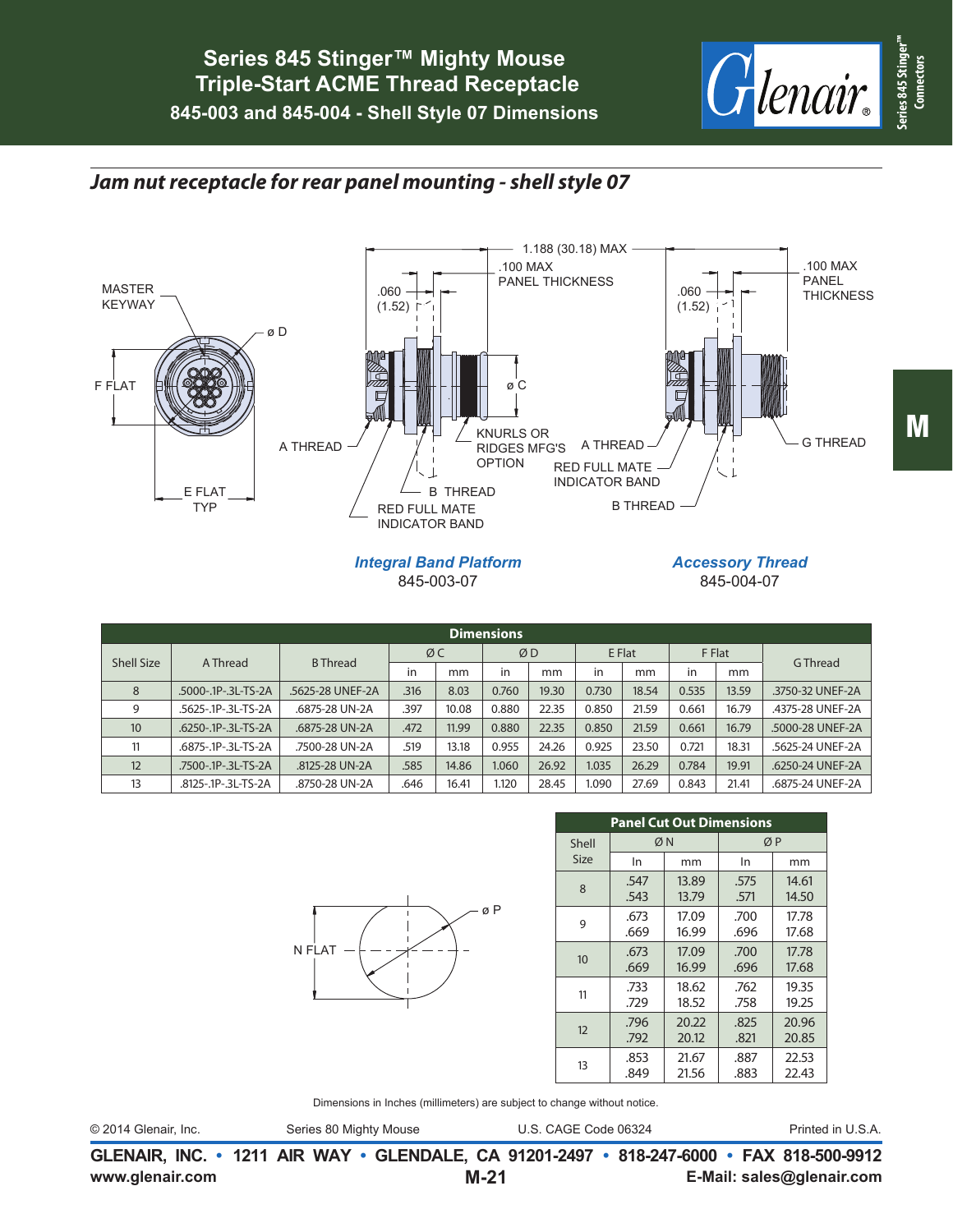# Series 845 Stinger™ Mighty Mouse Triple-Start ACME Thread Receptacle

## 845-003 and 845-004 - Shell Style 07 Dimensions

### *Jam nut receptacle for rear panel mounting - shell style 07*

MASTER KEYWAY

ø D

F FLAT

E FLAT TYP

A THREAD

1.188 (30.18) MAX

.060 (1.52)

.100 MAX PANEL THICKNESS

ø C

KNURLS OR RIDGES MFG'S OPTION

B THREAD

RED FULL MATE INDICATOR BAND

***Integral Band Platform***
845-003-07

.060 (1.52)

.100 MAX PANEL THICKNESS

A THREAD

RED FULL MATE INDICATOR BAND

B THREAD

G THREAD

***Accessory Thread***
845-004-07

| Dimensions | | | | | | | | | | | |
|---|---|---|---|---|---|---|---|---|---|---|---|
| Shell Size | A Thread | B Thread | Ø C | | Ø D | | E Flat | | F Flat | | G Thread |
| | | | in | mm | in | mm | in | mm | in | mm | |
| 8 | .5000-.1P-.3L-TS-2A | .5625-28 UNEF-2A | .316 | 8.03 | 0.760 | 19.30 | 0.730 | 18.54 | 0.535 | 13.59 | .3750-32 UNEF-2A |
| 9 | .5625-.1P-.3L-TS-2A | .6875-28 UN-2A | .397 | 10.08 | 0.880 | 22.35 | 0.850 | 21.59 | 0.661 | 16.79 | .4375-28 UNEF-2A |
| 10 | .6250-.1P-.3L-TS-2A | .6875-28 UN-2A | .472 | 11.99 | 0.880 | 22.35 | 0.850 | 21.59 | 0.661 | 16.79 | .5000-28 UNEF-2A |
| 11 | .6875-.1P-.3L-TS-2A | .7500-28 UN-2A | .519 | 13.18 | 0.955 | 24.26 | 0.925 | 23.50 | 0.721 | 18.31 | .5625-24 UNEF-2A |
| 12 | .7500-.1P-.3L-TS-2A | .8125-28 UN-2A | .585 | 14.86 | 1.060 | 26.92 | 1.035 | 26.29 | 0.784 | 19.91 | .6250-24 UNEF-2A |
| 13 | .8125-.1P-.3L-TS-2A | .8750-28 UN-2A | .646 | 16.41 | 1.120 | 28.45 | 1.090 | 27.69 | 0.843 | 21.41 | .6875-24 UNEF-2A |

N FLAT

ø P

| Panel Cut Out Dimensions | | | | |
|---|---|---|---|---|
| Shell Size | Ø N | | Ø P | |
| | In | mm | In | mm |
| 8 | .547<br>.543 | 13.89<br>13.79 | .575<br>.571 | 14.61<br>14.50 |
| 9 | .673<br>.669 | 17.09<br>16.99 | .700<br>.696 | 17.78<br>17.68 |
| 10 | .673<br>.669 | 17.09<br>16.99 | .700<br>.696 | 17.78<br>17.68 |
| 11 | .733<br>.729 | 18.62<br>18.52 | .762<br>.758 | 19.35<br>19.25 |
| 12 | .796<br>.792 | 20.22<br>20.12 | .825<br>.821 | 20.96<br>20.85 |
| 13 | .853<br>.849 | 21.67<br>21.56 | .887<br>.883 | 22.53<br>22.43 |

Dimensions in Inches (millimeters) are subject to change without notice.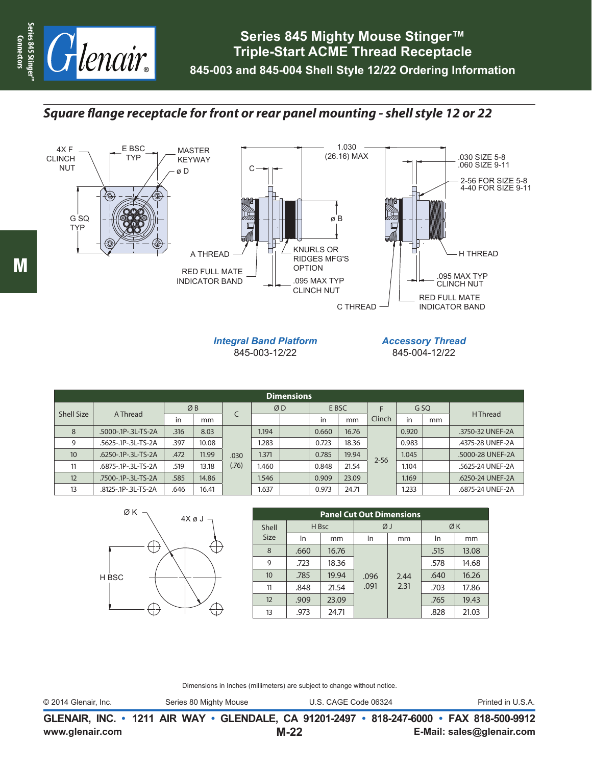# Series 845 Mighty Mouse Stinger™ Triple-Start ACME Thread Receptacle

## 845-003 and 845-004 Shell Style 12/22 Ordering Information

### *Square flange receptacle for front or rear panel mounting - shell style 12 or 22*

4X F CLINCH NUT
E BSC TYP
MASTER KEYWAY
ø D
G SQ TYP
1.030 (26.16) MAX
C
ø B
A THREAD
RED FULL MATE INDICATOR BAND
KNURLS OR RIDGES MFG'S OPTION
.095 MAX TYP CLINCH NUT
.030 SIZE 5-8
.060 SIZE 9-11
2-56 FOR SIZE 5-8
4-40 FOR SIZE 9-11
H THREAD
.095 MAX TYP CLINCH NUT
RED FULL MATE INDICATOR BAND
C THREAD

***Integral Band Platform***
845-003-12/22

***Accessory Thread***
845-004-12/22

**Dimensions**

| Shell Size | A Thread | Ø B | | C | Ø D | | E BSC | | F | G SQ | | H Thread |
|---|---|---|---|---|---|---|---|---|---|---|---|---|
| | | in | mm | | | | in | mm | Clinch | in | mm | |
| 8 | .5000-.1P-.3L-TS-2A | .316 | 8.03 | .030 (.76) | 1.194 | | 0.660 | 16.76 | 2-56 | 0.920 | | .3750-32 UNEF-2A |
| 9 | .5625-.1P-.3L-TS-2A | .397 | 10.08 | | 1.283 | | 0.723 | 18.36 | | 0.983 | | .4375-28 UNEF-2A |
| 10 | .6250-.1P-.3L-TS-2A | .472 | 11.99 | | 1.371 | | 0.785 | 19.94 | | 1.045 | | .5000-28 UNEF-2A |
| 11 | .6875-.1P-.3L-TS-2A | .519 | 13.18 | | 1.460 | | 0.848 | 21.54 | | 1.104 | | .5625-24 UNEF-2A |
| 12 | .7500-.1P-.3L-TS-2A | .585 | 14.86 | | 1.546 | | 0.909 | 23.09 | | 1.169 | | .6250-24 UNEF-2A |
| 13 | .8125-.1P-.3L-TS-2A | .646 | 16.41 | | 1.637 | | 0.973 | 24.71 | | 1.233 | | .6875-24 UNEF-2A |

Ø K
4X ø J
H BSC

**Panel Cut Out Dimensions**

| Shell Size | H Bsc | | Ø J | | Ø K | |
|---|---|---|---|---|---|---|
| | In | mm | In | mm | In | mm |
| 8 | .660 | 16.76 | .096 .091 | 2.44 2.31 | .515 | 13.08 |
| 9 | .723 | 18.36 | | | .578 | 14.68 |
| 10 | .785 | 19.94 | | | .640 | 16.26 |
| 11 | .848 | 21.54 | | | .703 | 17.86 |
| 12 | .909 | 23.09 | | | .765 | 19.43 |
| 13 | .973 | 24.71 | | | .828 | 21.03 |

Dimensions in Inches (millimeters) are subject to change without notice.